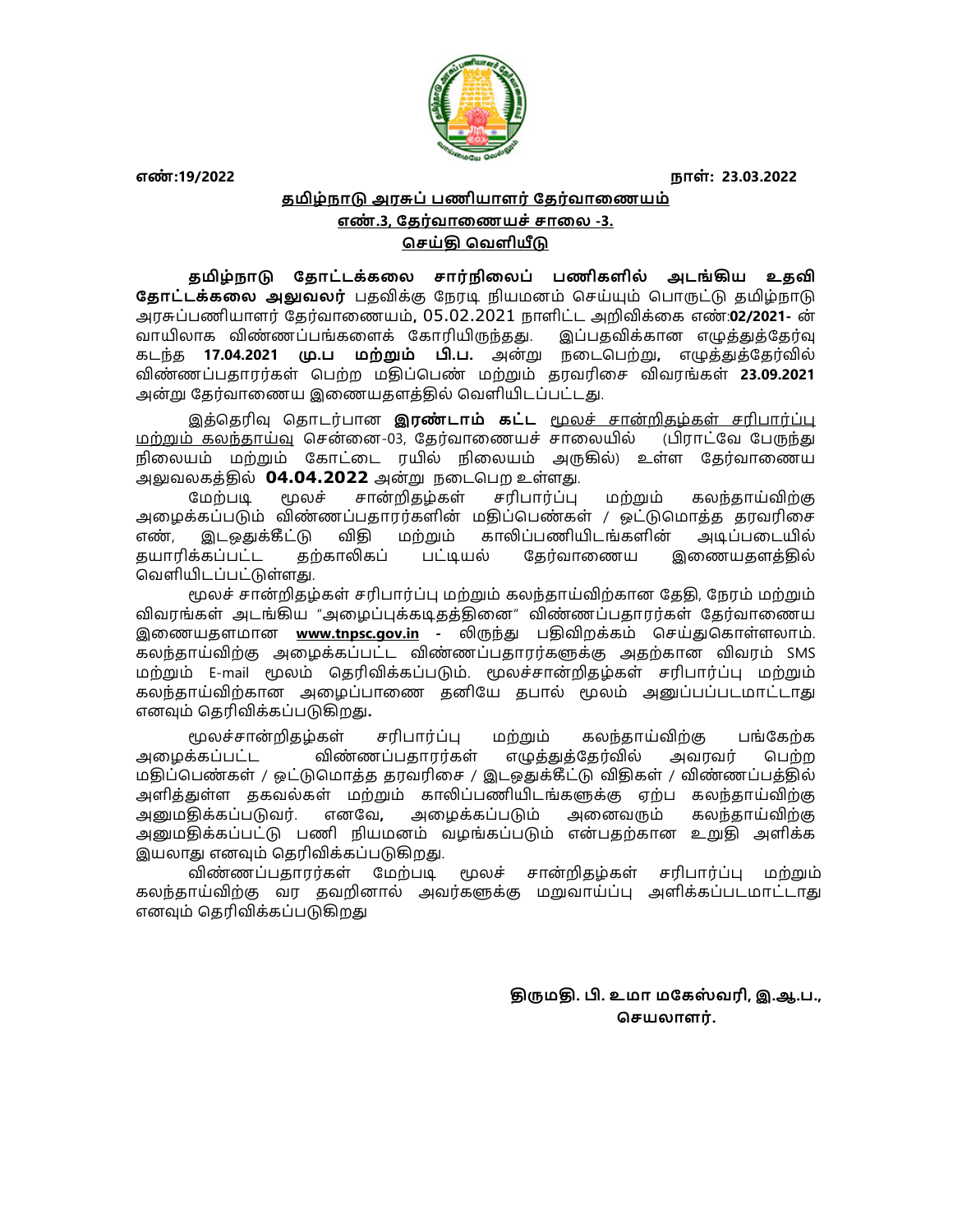**எண்:19/2022** **நாள்: 23.03.2022**

**<u>தமிழ்நாடு அரசுப் பணியாளர் தேர்வாணையம்</u>**

**<u>எண்.3, தேர்வாணையச் சாலை -3.</u>**

**<u>செய்தி வெளியீடு</u>**

**தமிழ்நாடு தோட்டக்கலை சார்நிலைப் பணிகளில் அடங்கிய உதவி தோட்டக்கலை அலுவலர்** பதவிக்கு நேரடி நியமனம் செய்யும் பொருட்டு தமிழ்நாடு அரசுப்பணியாளர் தேர்வாணையம், 05.02.2021 நாளிட்ட அறிவிக்கை எண்:**02/2021-** ன் வாயிலாக விண்ணப்பங்களைக் கோரியிருந்தது. இப்பதவிக்கான எழுத்துத்தேர்வு கடந்த **17.04.2021 மு.ப மற்றும் பி.ப.** அன்று நடைபெற்று, எழுத்துத்தேர்வில் விண்ணப்பதாரர்கள் பெற்ற மதிப்பெண் மற்றும் தரவரிசை விவரங்கள் **23.09.2021** அன்று தேர்வாணைய இணையதளத்தில் வெளியிடப்பட்டது.

இத்தெரிவு தொடர்பான **இரண்டாம் கட்ட** <u>மூலச் சான்றிதழ்கள் சரிபார்ப்பு மற்றும் கலந்தாய்வு</u> சென்னை-03, தேர்வாணையச் சாலையில் (பிராட்வே பேருந்து நிலையம் மற்றும் கோட்டை ரயில் நிலையம் அருகில்) உள்ள தேர்வாணைய அலுவலகத்தில் **04.04.2022** அன்று நடைபெற உள்ளது.

மேற்படி மூலச் சான்றிதழ்கள் சரிபார்ப்பு மற்றும் கலந்தாய்விற்கு அழைக்கப்படும் விண்ணப்பதாரர்களின் மதிப்பெண்கள் / ஒட்டுமொத்த தரவரிசை எண், இடஒதுக்கீட்டு விதி மற்றும் காலிப்பணியிடங்களின் அடிப்படையில் தயாரிக்கப்பட்ட தற்காலிகப் பட்டியல் தேர்வாணைய இணையதளத்தில் வெளியிடப்பட்டுள்ளது.

மூலச் சான்றிதழ்கள் சரிபார்ப்பு மற்றும் கலந்தாய்விற்கான தேதி, நேரம் மற்றும் விவரங்கள் அடங்கிய "அழைப்புக்கடிதத்தினை" விண்ணப்பதாரர்கள் தேர்வாணைய இணையதளமான **<u>www.tnpsc.gov.in</u> -** லிருந்து பதிவிறக்கம் செய்துகொள்ளலாம். கலந்தாய்விற்கு அழைக்கப்பட்ட விண்ணப்பதாரர்களுக்கு அதற்கான விவரம் SMS மற்றும் E-mail மூலம் தெரிவிக்கப்படும். மூலச்சான்றிதழ்கள் சரிபார்ப்பு மற்றும் கலந்தாய்விற்கான அழைப்பாணை தனியே தபால் மூலம் அனுப்பப்படமாட்டாது எனவும் தெரிவிக்கப்படுகிறது**.**

மூலச்சான்றிதழ்கள் சரிபார்ப்பு மற்றும் கலந்தாய்விற்கு பங்கேற்க அழைக்கப்பட்ட விண்ணப்பதாரர்கள் எழுத்துத்தேர்வில் அவரவர் பெற்ற மதிப்பெண்கள் / ஒட்டுமொத்த தரவரிசை / இடஒதுக்கீட்டு விதிகள் / விண்ணப்பத்தில் அளித்துள்ள தகவல்கள் மற்றும் காலிப்பணியிடங்களுக்கு ஏற்ப கலந்தாய்விற்கு அனுமதிக்கப்படுவர். எனவே**,** அழைக்கப்படும் அனைவரும் கலந்தாய்விற்கு அனுமதிக்கப்பட்டு பணி நியமனம் வழங்கப்படும் என்பதற்கான உறுதி அளிக்க இயலாது எனவும் தெரிவிக்கப்படுகிறது.

விண்ணப்பதாரர்கள் மேற்படி மூலச் சான்றிதழ்கள் சரிபார்ப்பு மற்றும் கலந்தாய்விற்கு வர தவறினால் அவர்களுக்கு மறுவாய்ப்பு அளிக்கப்படமாட்டாது எனவும் தெரிவிக்கப்படுகிறது

**திருமதி. பி. உமா மகேஸ்வரி, இ.ஆ.ப.,**
**செயலாளர்.**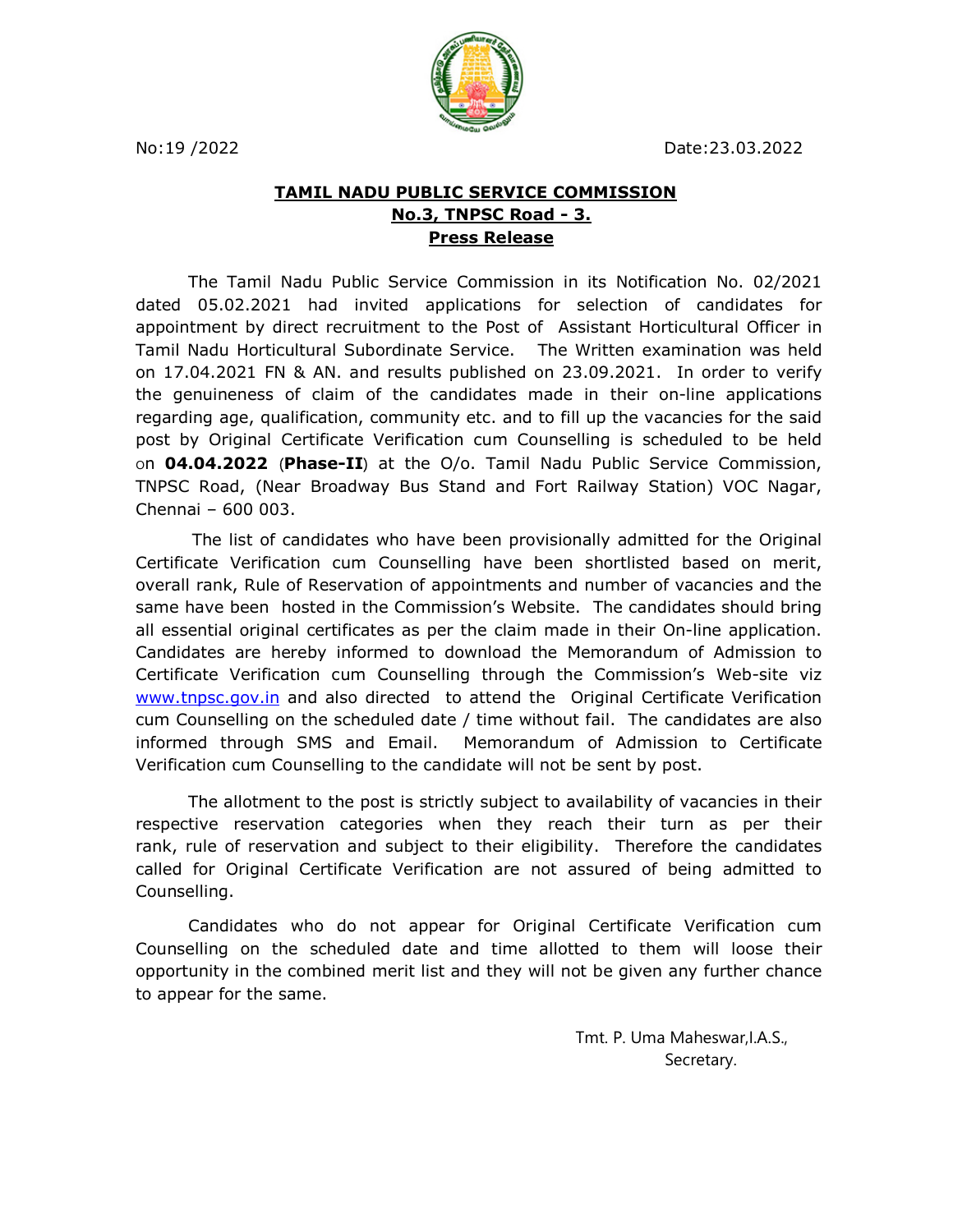No:19 /2022 Date:23.03.2022

**TAMIL NADU PUBLIC SERVICE COMMISSION**
**No.3, TNPSC Road - 3.**
**Press Release**

The Tamil Nadu Public Service Commission in its Notification No. 02/2021 dated 05.02.2021 had invited applications for selection of candidates for appointment by direct recruitment to the Post of Assistant Horticultural Officer in Tamil Nadu Horticultural Subordinate Service. The Written examination was held on 17.04.2021 FN & AN. and results published on 23.09.2021. In order to verify the genuineness of claim of the candidates made in their on-line applications regarding age, qualification, community etc. and to fill up the vacancies for the said post by Original Certificate Verification cum Counselling is scheduled to be held on **04.04.2022** (**Phase-II**) at the O/o. Tamil Nadu Public Service Commission, TNPSC Road, (Near Broadway Bus Stand and Fort Railway Station) VOC Nagar, Chennai – 600 003.

The list of candidates who have been provisionally admitted for the Original Certificate Verification cum Counselling have been shortlisted based on merit, overall rank, Rule of Reservation of appointments and number of vacancies and the same have been hosted in the Commission's Website. The candidates should bring all essential original certificates as per the claim made in their On-line application. Candidates are hereby informed to download the Memorandum of Admission to Certificate Verification cum Counselling through the Commission's Web-site viz www.tnpsc.gov.in and also directed to attend the Original Certificate Verification cum Counselling on the scheduled date / time without fail. The candidates are also informed through SMS and Email. Memorandum of Admission to Certificate Verification cum Counselling to the candidate will not be sent by post.

The allotment to the post is strictly subject to availability of vacancies in their respective reservation categories when they reach their turn as per their rank, rule of reservation and subject to their eligibility. Therefore the candidates called for Original Certificate Verification are not assured of being admitted to Counselling.

Candidates who do not appear for Original Certificate Verification cum Counselling on the scheduled date and time allotted to them will loose their opportunity in the combined merit list and they will not be given any further chance to appear for the same.

Tmt. P. Uma Maheswar,I.A.S.,
Secretary.